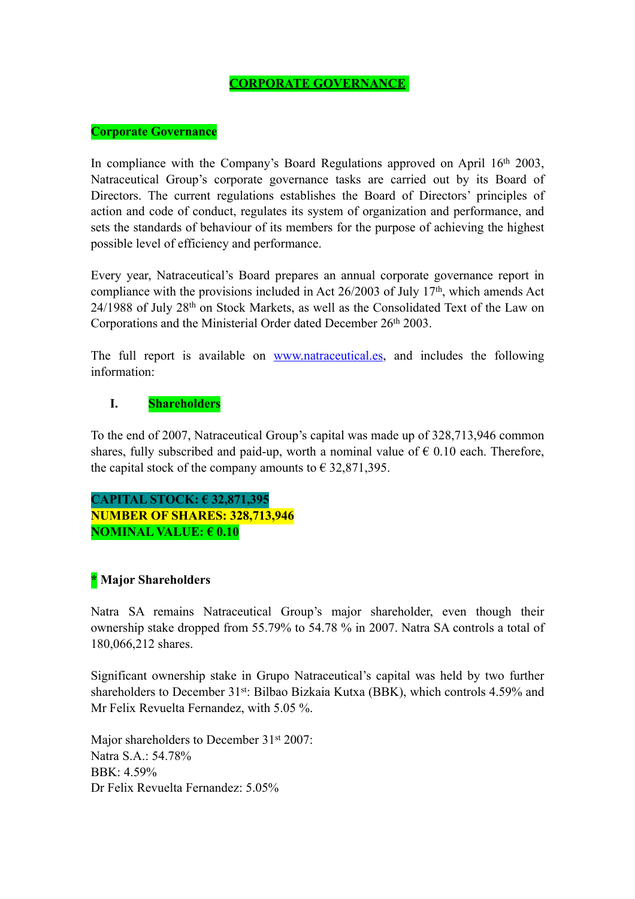# CORPORATE GOVERNANCE

## Corporate Governance

In compliance with the Company's Board Regulations approved on April 16th 2003, Natraceutical Group's corporate governance tasks are carried out by its Board of Directors. The current regulations establishes the Board of Directors' principles of action and code of conduct, regulates its system of organization and performance, and sets the standards of behaviour of its members for the purpose of achieving the highest possible level of efficiency and performance.

Every year, Natraceutical's Board prepares an annual corporate governance report in compliance with the provisions included in Act 26/2003 of July 17th, which amends Act 24/1988 of July 28th on Stock Markets, as well as the Consolidated Text of the Law on Corporations and the Ministerial Order dated December 26th 2003.

The full report is available on www.natraceutical.es, and includes the following information:

### I. Shareholders

To the end of 2007, Natraceutical Group's capital was made up of 328,713,946 common shares, fully subscribed and paid-up, worth a nominal value of € 0.10 each. Therefore, the capital stock of the company amounts to € 32,871,395.

**CAPITAL STOCK: € 32,871,395**
**NUMBER OF SHARES: 328,713,946**
**NOMINAL VALUE: € 0.10**

**\* Major Shareholders**

Natra SA remains Natraceutical Group's major shareholder, even though their ownership stake dropped from 55.79% to 54.78 % in 2007. Natra SA controls a total of 180,066,212 shares.

Significant ownership stake in Grupo Natraceutical's capital was held by two further shareholders to December 31st: Bilbao Bizkaia Kutxa (BBK), which controls 4.59% and Mr Felix Revuelta Fernandez, with 5.05 %.

Major shareholders to December 31st 2007:
Natra S.A.: 54.78%
BBK: 4.59%
Dr Felix Revuelta Fernandez: 5.05%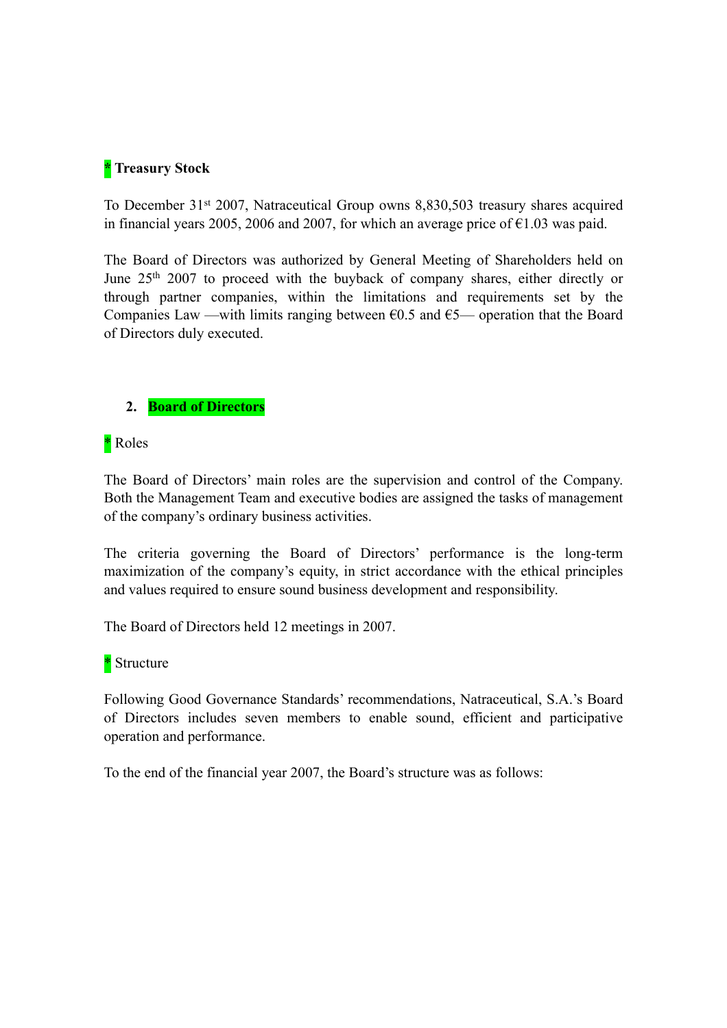**\* Treasury Stock**

To December 31st 2007, Natraceutical Group owns 8,830,503 treasury shares acquired in financial years 2005, 2006 and 2007, for which an average price of €1.03 was paid.

The Board of Directors was authorized by General Meeting of Shareholders held on June 25th 2007 to proceed with the buyback of company shares, either directly or through partner companies, within the limitations and requirements set by the Companies Law —with limits ranging between €0.5 and €5— operation that the Board of Directors duly executed.

## 2. Board of Directors

\* Roles

The Board of Directors' main roles are the supervision and control of the Company. Both the Management Team and executive bodies are assigned the tasks of management of the company's ordinary business activities.

The criteria governing the Board of Directors' performance is the long-term maximization of the company's equity, in strict accordance with the ethical principles and values required to ensure sound business development and responsibility.

The Board of Directors held 12 meetings in 2007.

\* Structure

Following Good Governance Standards' recommendations, Natraceutical, S.A.'s Board of Directors includes seven members to enable sound, efficient and participative operation and performance.

To the end of the financial year 2007, the Board's structure was as follows: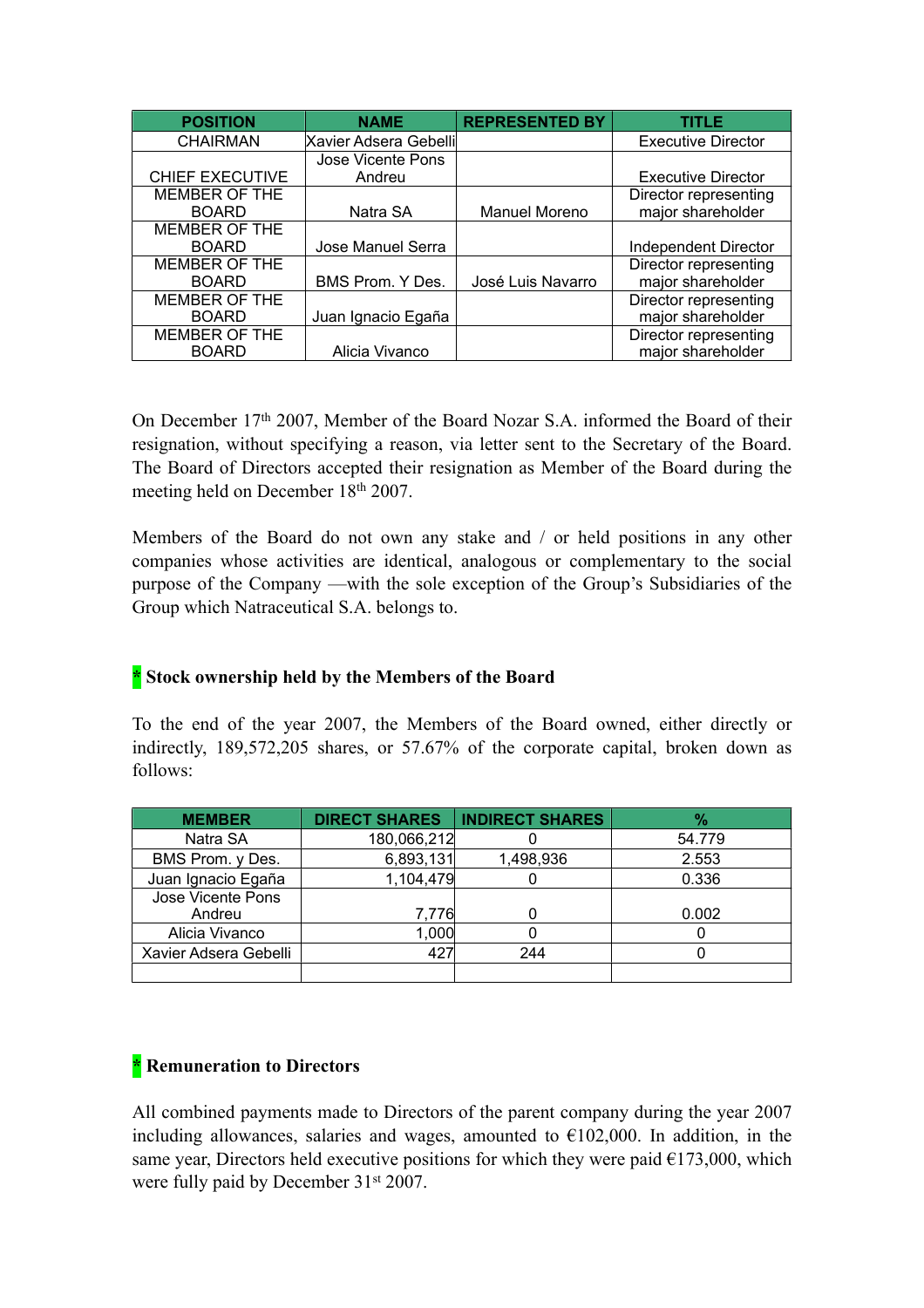| POSITION | NAME | REPRESENTED BY | TITLE |
|---|---|---|---|
| CHAIRMAN | Xavier Adsera Gebelli | | Executive Director |
| CHIEF EXECUTIVE | Jose Vicente Pons Andreu | | Executive Director |
| MEMBER OF THE BOARD | Natra SA | Manuel Moreno | Director representing major shareholder |
| MEMBER OF THE BOARD | Jose Manuel Serra | | Independent Director |
| MEMBER OF THE BOARD | BMS Prom. Y Des. | José Luis Navarro | Director representing major shareholder |
| MEMBER OF THE BOARD | Juan Ignacio Egaña | | Director representing major shareholder |
| MEMBER OF THE BOARD | Alicia Vivanco | | Director representing major shareholder |

On December 17th 2007, Member of the Board Nozar S.A. informed the Board of their resignation, without specifying a reason, via letter sent to the Secretary of the Board. The Board of Directors accepted their resignation as Member of the Board during the meeting held on December 18th 2007.

Members of the Board do not own any stake and / or held positions in any other companies whose activities are identical, analogous or complementary to the social purpose of the Company —with the sole exception of the Group's Subsidiaries of the Group which Natraceutical S.A. belongs to.

**\* Stock ownership held by the Members of the Board**

To the end of the year 2007, the Members of the Board owned, either directly or indirectly, 189,572,205 shares, or 57.67% of the corporate capital, broken down as follows:

| MEMBER | DIRECT SHARES | INDIRECT SHARES | % |
|---|---|---|---|
| Natra SA | 180,066,212 | 0 | 54.779 |
| BMS Prom. y Des. | 6,893,131 | 1,498,936 | 2.553 |
| Juan Ignacio Egaña | 1,104,479 | 0 | 0.336 |
| Jose Vicente Pons Andreu | 7,776 | 0 | 0.002 |
| Alicia Vivanco | 1,000 | 0 | 0 |
| Xavier Adsera Gebelli | 427 | 244 | 0 |
| | | | |

**\* Remuneration to Directors**

All combined payments made to Directors of the parent company during the year 2007 including allowances, salaries and wages, amounted to €102,000. In addition, in the same year, Directors held executive positions for which they were paid €173,000, which were fully paid by December 31st 2007.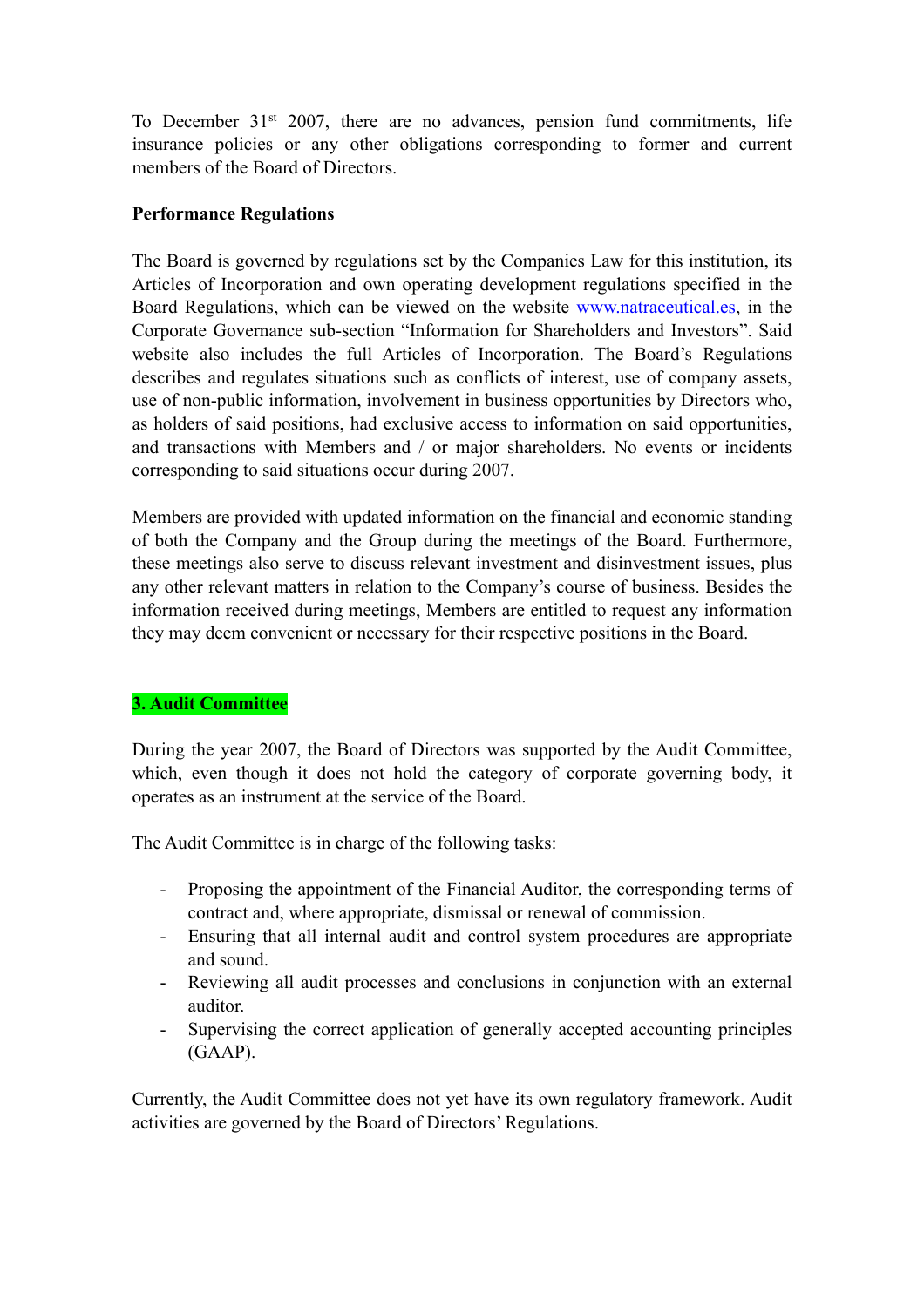To December 31st 2007, there are no advances, pension fund commitments, life insurance policies or any other obligations corresponding to former and current members of the Board of Directors.

**Performance Regulations**

The Board is governed by regulations set by the Companies Law for this institution, its Articles of Incorporation and own operating development regulations specified in the Board Regulations, which can be viewed on the website www.natraceutical.es, in the Corporate Governance sub-section "Information for Shareholders and Investors". Said website also includes the full Articles of Incorporation. The Board's Regulations describes and regulates situations such as conflicts of interest, use of company assets, use of non-public information, involvement in business opportunities by Directors who, as holders of said positions, had exclusive access to information on said opportunities, and transactions with Members and / or major shareholders. No events or incidents corresponding to said situations occur during 2007.

Members are provided with updated information on the financial and economic standing of both the Company and the Group during the meetings of the Board. Furthermore, these meetings also serve to discuss relevant investment and disinvestment issues, plus any other relevant matters in relation to the Company's course of business. Besides the information received during meetings, Members are entitled to request any information they may deem convenient or necessary for their respective positions in the Board.

## 3. Audit Committee

During the year 2007, the Board of Directors was supported by the Audit Committee, which, even though it does not hold the category of corporate governing body, it operates as an instrument at the service of the Board.

The Audit Committee is in charge of the following tasks:

- Proposing the appointment of the Financial Auditor, the corresponding terms of contract and, where appropriate, dismissal or renewal of commission.
- Ensuring that all internal audit and control system procedures are appropriate and sound.
- Reviewing all audit processes and conclusions in conjunction with an external auditor.
- Supervising the correct application of generally accepted accounting principles (GAAP).

Currently, the Audit Committee does not yet have its own regulatory framework. Audit activities are governed by the Board of Directors' Regulations.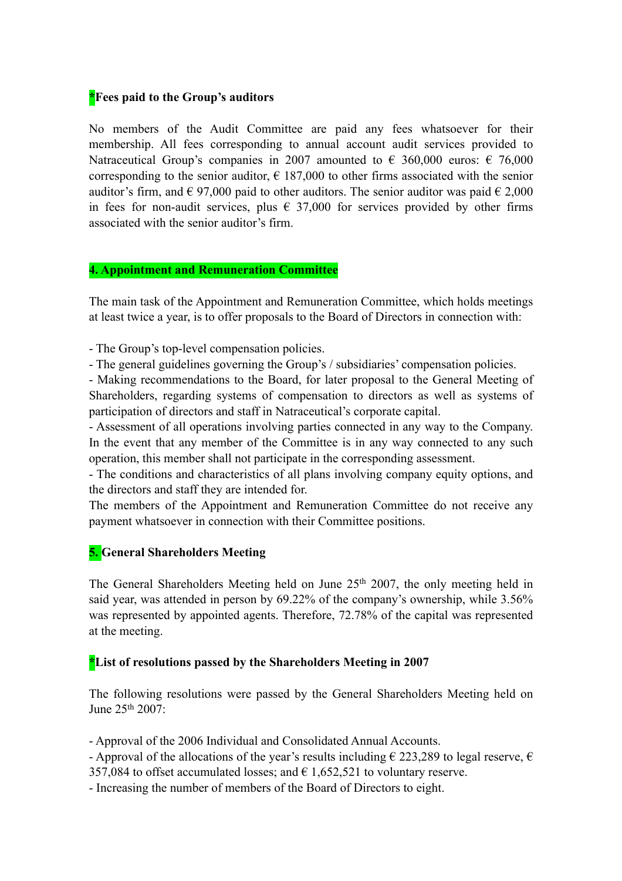**\*Fees paid to the Group's auditors**

No members of the Audit Committee are paid any fees whatsoever for their membership. All fees corresponding to annual account audit services provided to Natraceutical Group's companies in 2007 amounted to € 360,000 euros: € 76,000 corresponding to the senior auditor, € 187,000 to other firms associated with the senior auditor's firm, and € 97,000 paid to other auditors. The senior auditor was paid € 2,000 in fees for non-audit services, plus € 37,000 for services provided by other firms associated with the senior auditor's firm.

## 4. Appointment and Remuneration Committee

The main task of the Appointment and Remuneration Committee, which holds meetings at least twice a year, is to offer proposals to the Board of Directors in connection with:

- The Group's top-level compensation policies.
- The general guidelines governing the Group's / subsidiaries' compensation policies.
- Making recommendations to the Board, for later proposal to the General Meeting of Shareholders, regarding systems of compensation to directors as well as systems of participation of directors and staff in Natraceutical's corporate capital.
- Assessment of all operations involving parties connected in any way to the Company. In the event that any member of the Committee is in any way connected to any such operation, this member shall not participate in the corresponding assessment.
- The conditions and characteristics of all plans involving company equity options, and the directors and staff they are intended for.

The members of the Appointment and Remuneration Committee do not receive any payment whatsoever in connection with their Committee positions.

## 5. General Shareholders Meeting

The General Shareholders Meeting held on June 25th 2007, the only meeting held in said year, was attended in person by 69.22% of the company's ownership, while 3.56% was represented by appointed agents. Therefore, 72.78% of the capital was represented at the meeting.

**\*List of resolutions passed by the Shareholders Meeting in 2007**

The following resolutions were passed by the General Shareholders Meeting held on June 25th 2007:

- Approval of the 2006 Individual and Consolidated Annual Accounts.
- Approval of the allocations of the year's results including € 223,289 to legal reserve, € 357,084 to offset accumulated losses; and € 1,652,521 to voluntary reserve.
- Increasing the number of members of the Board of Directors to eight.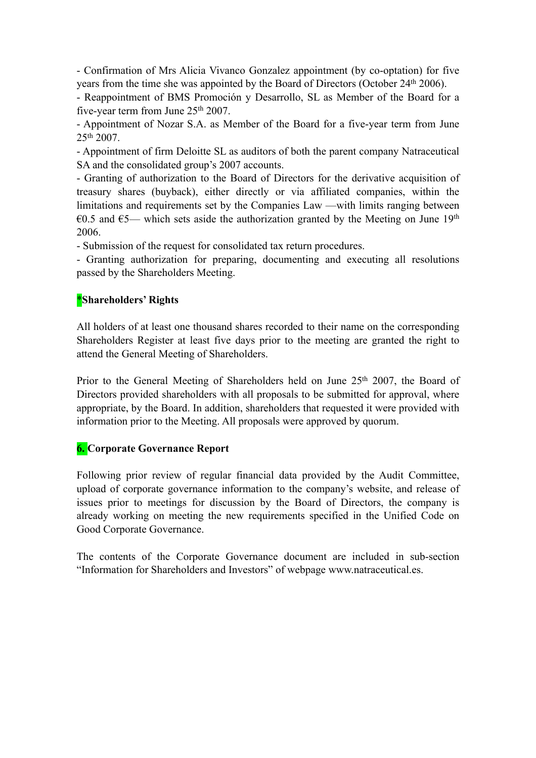- Confirmation of Mrs Alicia Vivanco Gonzalez appointment (by co-optation) for five years from the time she was appointed by the Board of Directors (October 24th 2006).
- Reappointment of BMS Promoción y Desarrollo, SL as Member of the Board for a five-year term from June 25th 2007.
- Appointment of Nozar S.A. as Member of the Board for a five-year term from June 25th 2007.
- Appointment of firm Deloitte SL as auditors of both the parent company Natraceutical SA and the consolidated group's 2007 accounts.
- Granting of authorization to the Board of Directors for the derivative acquisition of treasury shares (buyback), either directly or via affiliated companies, within the limitations and requirements set by the Companies Law —with limits ranging between €0.5 and €5— which sets aside the authorization granted by the Meeting on June 19th 2006.
- Submission of the request for consolidated tax return procedures.
- Granting authorization for preparing, documenting and executing all resolutions passed by the Shareholders Meeting.

## *Shareholders' Rights

All holders of at least one thousand shares recorded to their name on the corresponding Shareholders Register at least five days prior to the meeting are granted the right to attend the General Meeting of Shareholders.

Prior to the General Meeting of Shareholders held on June 25th 2007, the Board of Directors provided shareholders with all proposals to be submitted for approval, where appropriate, by the Board. In addition, shareholders that requested it were provided with information prior to the Meeting. All proposals were approved by quorum.

## 6. Corporate Governance Report

Following prior review of regular financial data provided by the Audit Committee, upload of corporate governance information to the company's website, and release of issues prior to meetings for discussion by the Board of Directors, the company is already working on meeting the new requirements specified in the Unified Code on Good Corporate Governance.

The contents of the Corporate Governance document are included in sub-section "Information for Shareholders and Investors" of webpage www.natraceutical.es.